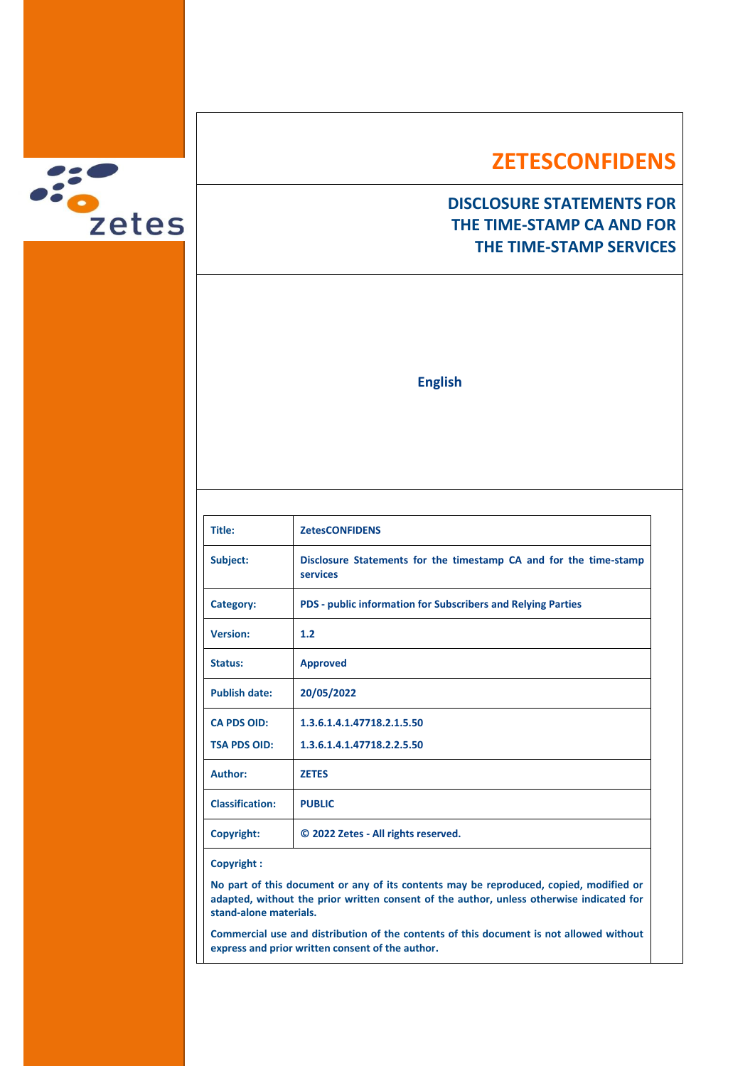# ZETESCONFIDENS

## DISCLOSURE STATEMENTS FOR THE TIME-STAMP CA AND FOR THE TIME-STAMP SERVICES

**English**

| | |
|---|---|
| **Title:** | **ZetesCONFIDENS** |
| **Subject:** | **Disclosure Statements for the timestamp CA and for the time-stamp services** |
| **Category:** | **PDS - public information for Subscribers and Relying Parties** |
| **Version:** | **1.2** |
| **Status:** | **Approved** |
| **Publish date:** | **20/05/2022** |
| **CA PDS OID:**<br>**TSA PDS OID:** | **1.3.6.1.4.1.47718.2.1.5.50**<br>**1.3.6.1.4.1.47718.2.2.5.50** |
| **Author:** | **ZETES** |
| **Classification:** | **PUBLIC** |
| **Copyright:** | **© 2022 Zetes - All rights reserved.** |

**Copyright :**

**No part of this document or any of its contents may be reproduced, copied, modified or adapted, without the prior written consent of the author, unless otherwise indicated for stand-alone materials.**

**Commercial use and distribution of the contents of this document is not allowed without express and prior written consent of the author.**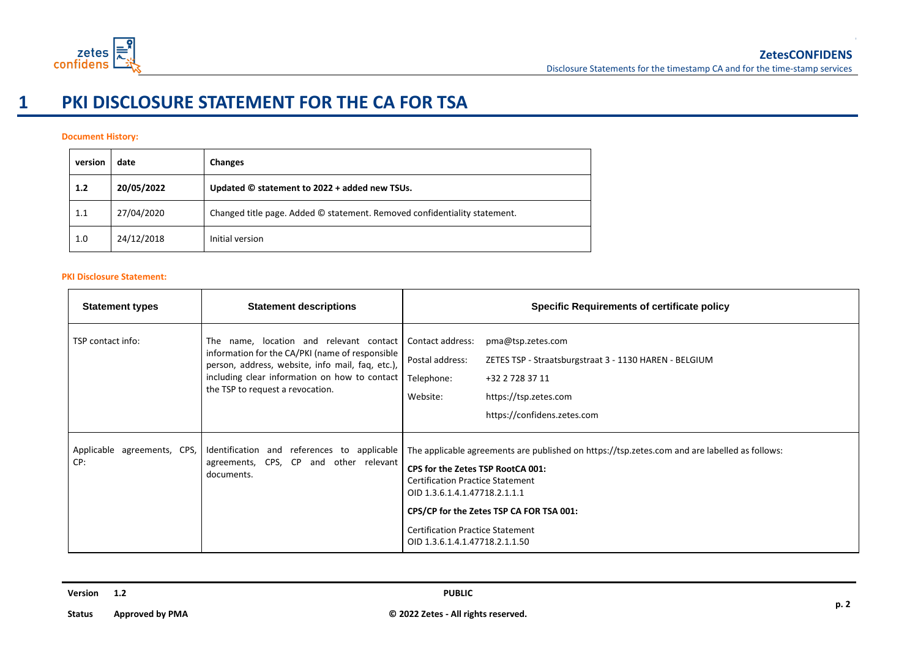# 1 PKI DISCLOSURE STATEMENT FOR THE CA FOR TSA

**Document History:**

| version | date | Changes |
|---|---|---|
| **1.2** | **20/05/2022** | **Updated © statement to 2022 + added new TSUs.** |
| 1.1 | 27/04/2020 | Changed title page. Added © statement. Removed confidentiality statement. |
| 1.0 | 24/12/2018 | Initial version |

**PKI Disclosure Statement:**

| Statement types | Statement descriptions | Specific Requirements of certificate policy |
|---|---|---|
| TSP contact info: | The name, location and relevant contact information for the CA/PKI (name of responsible person, address, website, info mail, faq, etc.), including clear information on how to contact the TSP to request a revocation. | Contact address: pma@tsp.zetes.com<br>Postal address: ZETES TSP - Straatsburgstraat 3 - 1130 HAREN - BELGIUM<br>Telephone: +32 2 728 37 11<br>Website: https://tsp.zetes.com<br>https://confidens.zetes.com |
| Applicable agreements, CPS, CP: | Identification and references to applicable agreements, CPS, CP and other relevant documents. | The applicable agreements are published on https://tsp.zetes.com and are labelled as follows:<br>**CPS for the Zetes TSP RootCA 001:**<br>Certification Practice Statement<br>OID 1.3.6.1.4.1.47718.2.1.1.1<br>**CPS/CP for the Zetes TSP CA FOR TSA 001:**<br>Certification Practice Statement<br>OID 1.3.6.1.4.1.47718.2.1.1.50 |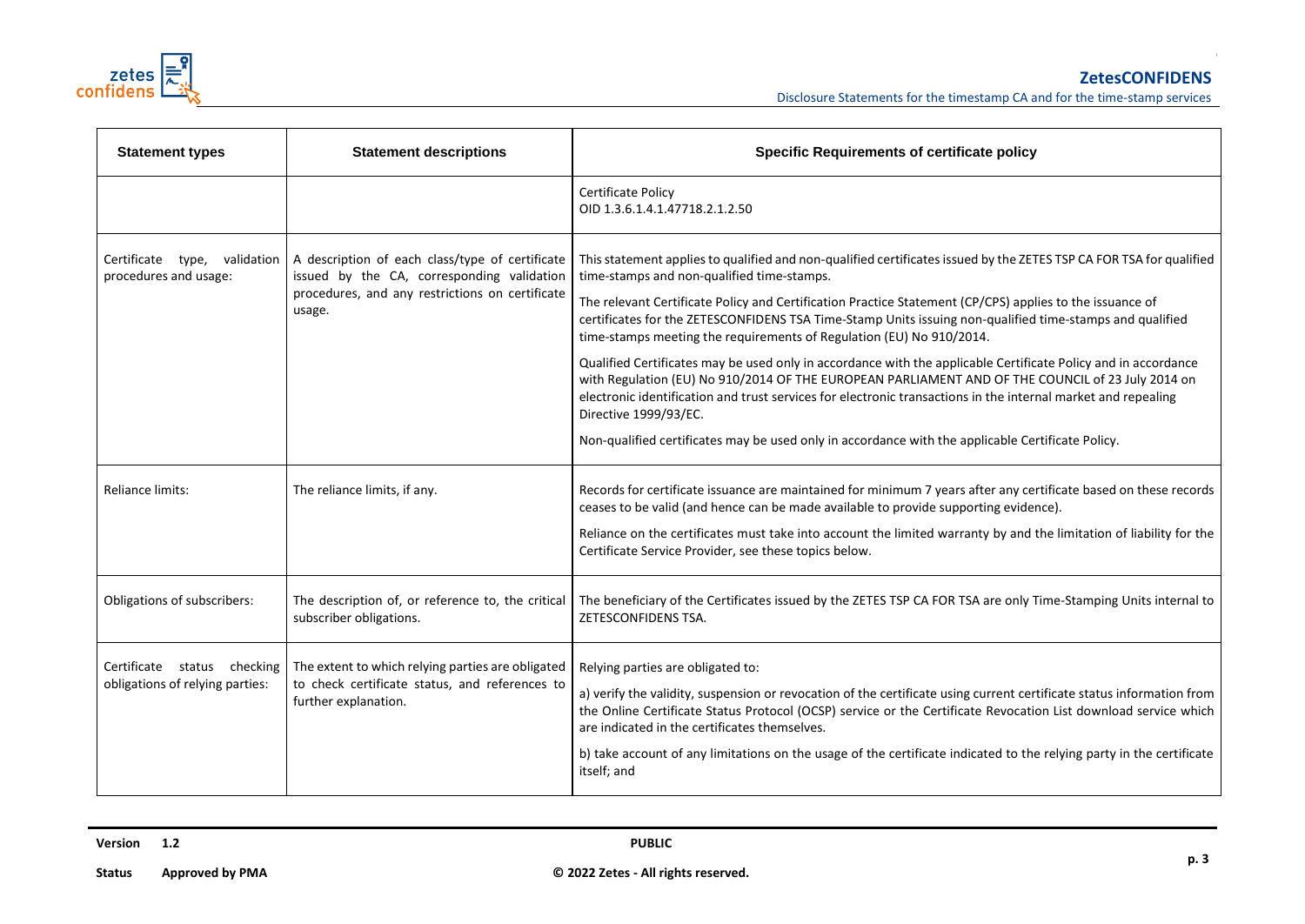| Statement types | Statement descriptions | Specific Requirements of certificate policy |
|---|---|---|
| | | Certificate Policy<br>OID 1.3.6.1.4.1.47718.2.1.2.50 |
| Certificate type, validation procedures and usage: | A description of each class/type of certificate issued by the CA, corresponding validation procedures, and any restrictions on certificate usage. | This statement applies to qualified and non-qualified certificates issued by the ZETES TSP CA FOR TSA for qualified time-stamps and non-qualified time-stamps.<br><br>The relevant Certificate Policy and Certification Practice Statement (CP/CPS) applies to the issuance of certificates for the ZETESCONFIDENS TSA Time-Stamp Units issuing non-qualified time-stamps and qualified time-stamps meeting the requirements of Regulation (EU) No 910/2014.<br><br>Qualified Certificates may be used only in accordance with the applicable Certificate Policy and in accordance with Regulation (EU) No 910/2014 OF THE EUROPEAN PARLIAMENT AND OF THE COUNCIL of 23 July 2014 on electronic identification and trust services for electronic transactions in the internal market and repealing Directive 1999/93/EC.<br><br>Non-qualified certificates may be used only in accordance with the applicable Certificate Policy. |
| Reliance limits: | The reliance limits, if any. | Records for certificate issuance are maintained for minimum 7 years after any certificate based on these records ceases to be valid (and hence can be made available to provide supporting evidence).<br><br>Reliance on the certificates must take into account the limited warranty by and the limitation of liability for the Certificate Service Provider, see these topics below. |
| Obligations of subscribers: | The description of, or reference to, the critical subscriber obligations. | The beneficiary of the Certificates issued by the ZETES TSP CA FOR TSA are only Time-Stamping Units internal to ZETESCONFIDENS TSA. |
| Certificate status checking obligations of relying parties: | The extent to which relying parties are obligated to check certificate status, and references to further explanation. | Relying parties are obligated to:<br><br>a) verify the validity, suspension or revocation of the certificate using current certificate status information from the Online Certificate Status Protocol (OCSP) service or the Certificate Revocation List download service which are indicated in the certificates themselves.<br><br>b) take account of any limitations on the usage of the certificate indicated to the relying party in the certificate itself; and |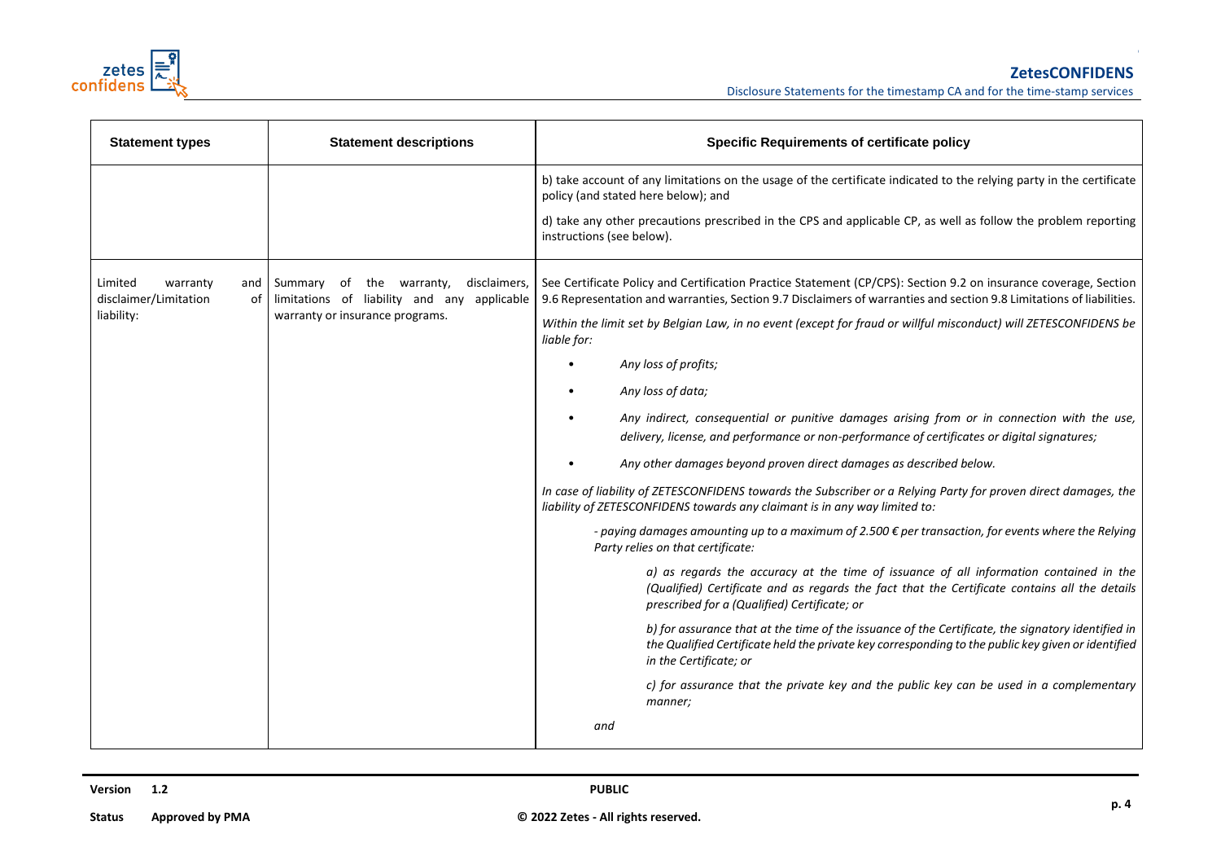| Statement types | Statement descriptions | Specific Requirements of certificate policy |
|---|---|---|
| | | b) take account of any limitations on the usage of the certificate indicated to the relying party in the certificate policy (and stated here below); and<br><br>d) take any other precautions prescribed in the CPS and applicable CP, as well as follow the problem reporting instructions (see below). |
| Limited warranty and disclaimer/Limitation of liability: | Summary of the warranty, disclaimers, limitations of liability and any applicable warranty or insurance programs. | See Certificate Policy and Certification Practice Statement (CP/CPS): Section 9.2 on insurance coverage, Section 9.6 Representation and warranties, Section 9.7 Disclaimers of warranties and section 9.8 Limitations of liabilities.<br><br>*Within the limit set by Belgian Law, in no event (except for fraud or willful misconduct) will ZETESCONFIDENS be liable for:*<br><br>• *Any loss of profits;*<br>• *Any loss of data;*<br>• *Any indirect, consequential or punitive damages arising from or in connection with the use, delivery, license, and performance or non-performance of certificates or digital signatures;*<br>• *Any other damages beyond proven direct damages as described below.*<br><br>*In case of liability of ZETESCONFIDENS towards the Subscriber or a Relying Party for proven direct damages, the liability of ZETESCONFIDENS towards any claimant is in any way limited to:*<br><br>*- paying damages amounting up to a maximum of 2.500 € per transaction, for events where the Relying Party relies on that certificate:*<br><br>*a) as regards the accuracy at the time of issuance of all information contained in the (Qualified) Certificate and as regards the fact that the Certificate contains all the details prescribed for a (Qualified) Certificate; or*<br><br>*b) for assurance that at the time of the issuance of the Certificate, the signatory identified in the Qualified Certificate held the private key corresponding to the public key given or identified in the Certificate; or*<br><br>*c) for assurance that the private key and the public key can be used in a complementary manner;*<br><br>*and* |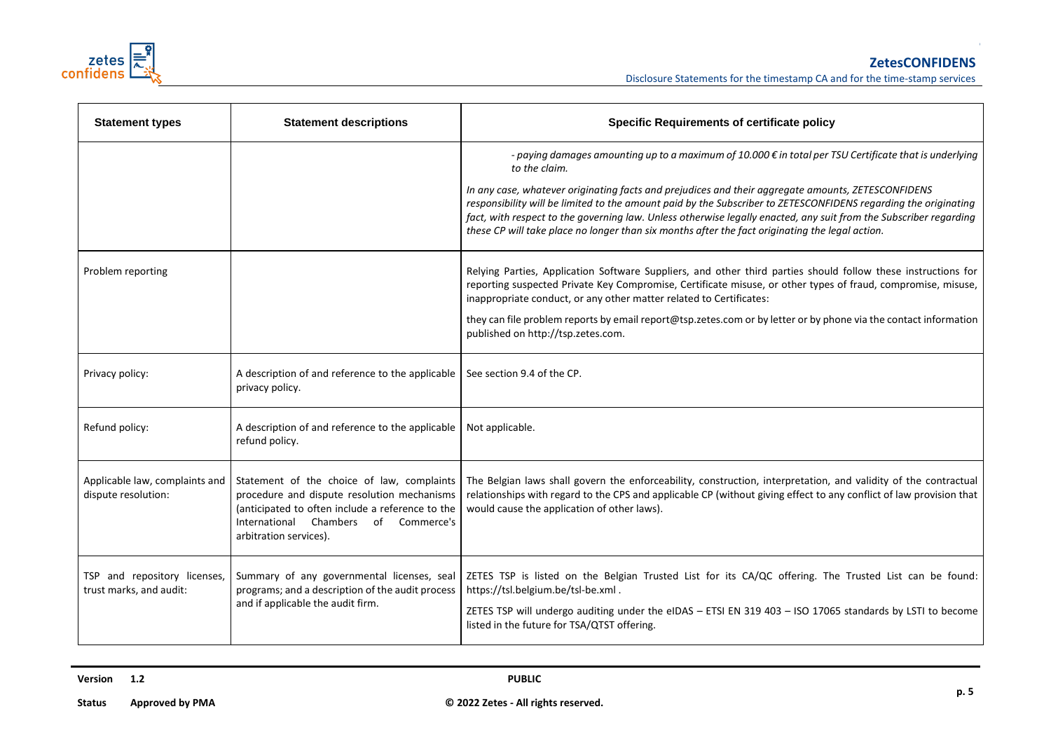| Statement types | Statement descriptions | Specific Requirements of certificate policy |
|---|---|---|
| | | *- paying damages amounting up to a maximum of 10.000 € in total per TSU Certificate that is underlying to the claim.*<br><br>*In any case, whatever originating facts and prejudices and their aggregate amounts, ZETESCONFIDENS responsibility will be limited to the amount paid by the Subscriber to ZETESCONFIDENS regarding the originating fact, with respect to the governing law. Unless otherwise legally enacted, any suit from the Subscriber regarding these CP will take place no longer than six months after the fact originating the legal action.* |
| Problem reporting | | Relying Parties, Application Software Suppliers, and other third parties should follow these instructions for reporting suspected Private Key Compromise, Certificate misuse, or other types of fraud, compromise, misuse, inappropriate conduct, or any other matter related to Certificates:<br><br>they can file problem reports by email report@tsp.zetes.com or by letter or by phone via the contact information published on http://tsp.zetes.com. |
| Privacy policy: | A description of and reference to the applicable privacy policy. | See section 9.4 of the CP. |
| Refund policy: | A description of and reference to the applicable refund policy. | Not applicable. |
| Applicable law, complaints and dispute resolution: | Statement of the choice of law, complaints procedure and dispute resolution mechanisms (anticipated to often include a reference to the International Chambers of Commerce's arbitration services). | The Belgian laws shall govern the enforceability, construction, interpretation, and validity of the contractual relationships with regard to the CPS and applicable CP (without giving effect to any conflict of law provision that would cause the application of other laws). |
| TSP and repository licenses, trust marks, and audit: | Summary of any governmental licenses, seal programs; and a description of the audit process and if applicable the audit firm. | ZETES TSP is listed on the Belgian Trusted List for its CA/QC offering. The Trusted List can be found: https://tsl.belgium.be/tsl-be.xml .<br><br>ZETES TSP will undergo auditing under the eIDAS – ETSI EN 319 403 – ISO 17065 standards by LSTI to become listed in the future for TSA/QTST offering. |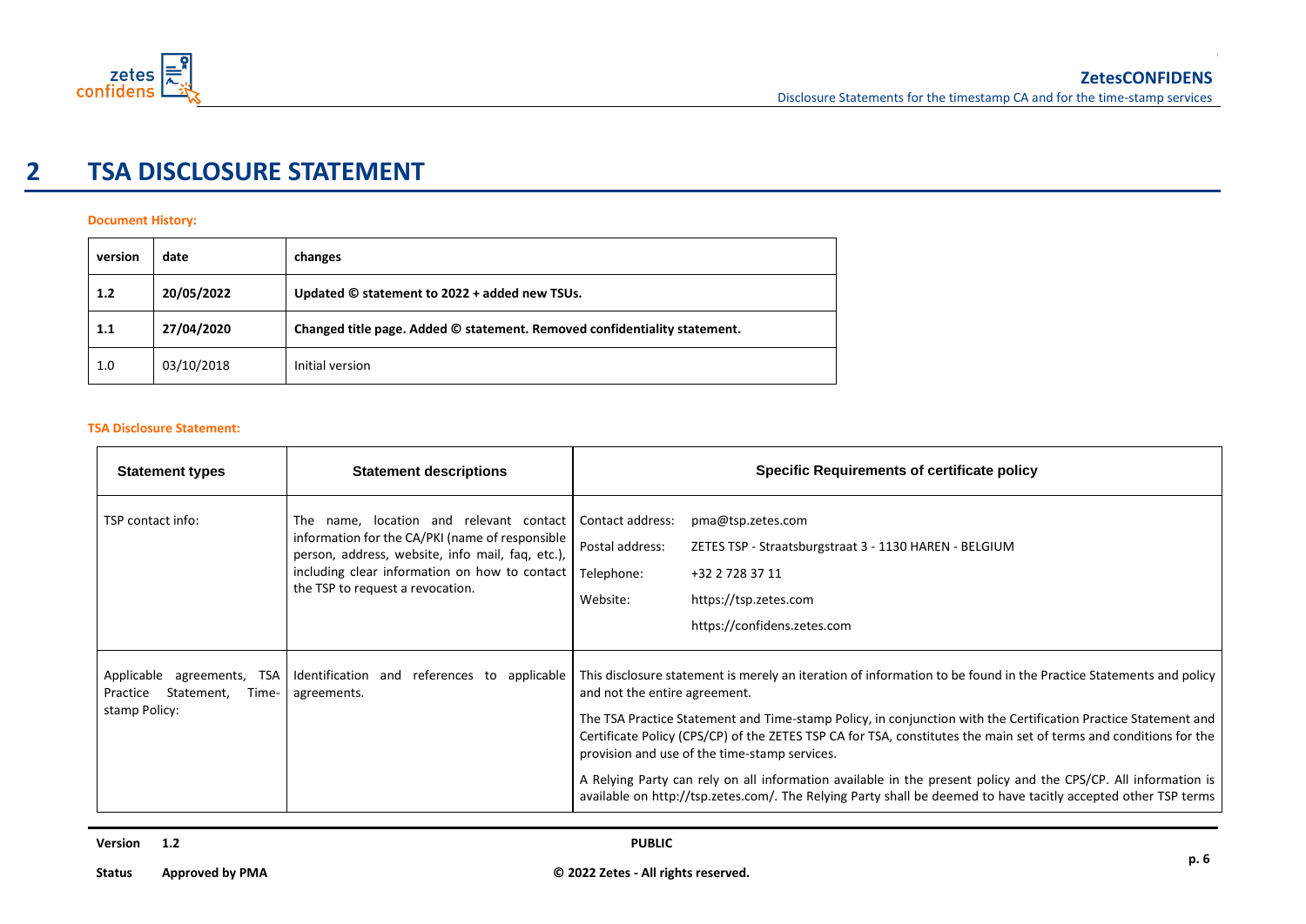# 2 TSA DISCLOSURE STATEMENT

**Document History:**

| version | date | changes |
|---|---|---|
| **1.2** | **20/05/2022** | **Updated © statement to 2022 + added new TSUs.** |
| **1.1** | **27/04/2020** | **Changed title page. Added © statement. Removed confidentiality statement.** |
| 1.0 | 03/10/2018 | Initial version |

**TSA Disclosure Statement:**

| Statement types | Statement descriptions | Specific Requirements of certificate policy |
|---|---|---|
| TSP contact info: | The name, location and relevant contact information for the CA/PKI (name of responsible person, address, website, info mail, faq, etc.), including clear information on how to contact the TSP to request a revocation. | Contact address: pma@tsp.zetes.com<br>Postal address: ZETES TSP - Straatsburgstraat 3 - 1130 HAREN - BELGIUM<br>Telephone: +32 2 728 37 11<br>Website: https://tsp.zetes.com<br>https://confidens.zetes.com |
| Applicable agreements, TSA Practice Statement, Time-stamp Policy: | Identification and references to applicable agreements. | This disclosure statement is merely an iteration of information to be found in the Practice Statements and policy and not the entire agreement.<br>The TSA Practice Statement and Time-stamp Policy, in conjunction with the Certification Practice Statement and Certificate Policy (CPS/CP) of the ZETES TSP CA for TSA, constitutes the main set of terms and conditions for the provision and use of the time-stamp services.<br>A Relying Party can rely on all information available in the present policy and the CPS/CP. All information is available on http://tsp.zetes.com/. The Relying Party shall be deemed to have tacitly accepted other TSP terms |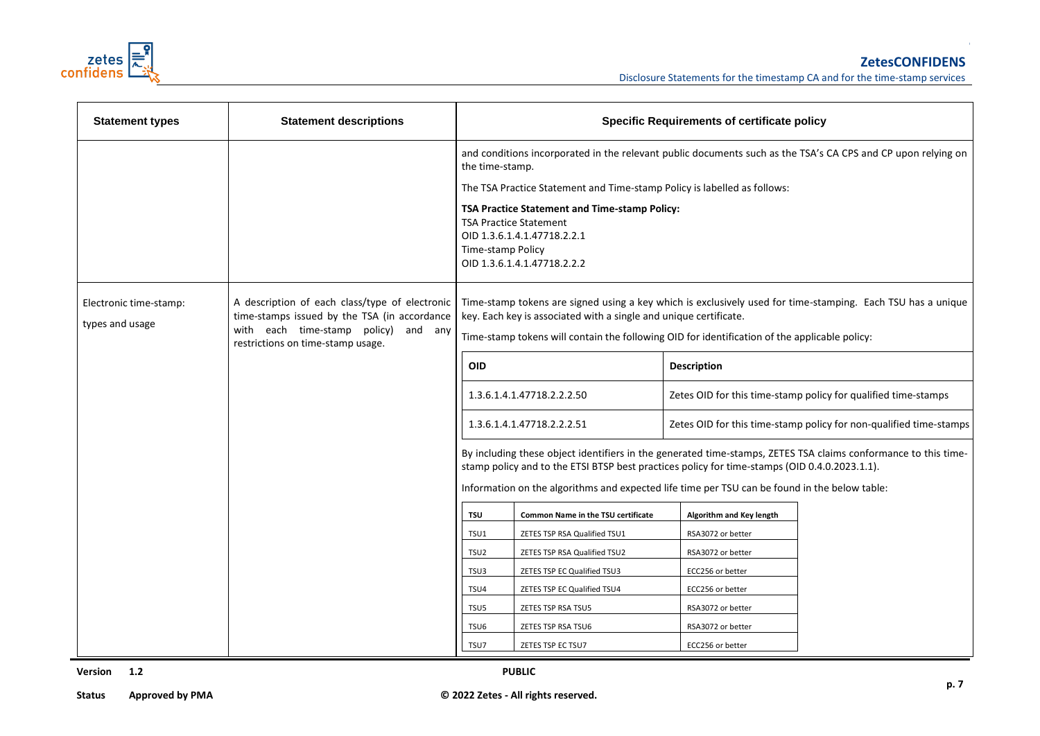| Statement types | Statement descriptions | Specific Requirements of certificate policy |
|---|---|---|
| | | and conditions incorporated in the relevant public documents such as the TSA's CA CPS and CP upon relying on the time-stamp.<br><br>The TSA Practice Statement and Time-stamp Policy is labelled as follows:<br><br>**TSA Practice Statement and Time-stamp Policy:**<br>TSA Practice Statement<br>OID 1.3.6.1.4.1.47718.2.2.1<br>Time-stamp Policy<br>OID 1.3.6.1.4.1.47718.2.2.2 |
| Electronic time-stamp: types and usage | A description of each class/type of electronic time-stamps issued by the TSA (in accordance with each time-stamp policy) and any restrictions on time-stamp usage. | Time-stamp tokens are signed using a key which is exclusively used for time-stamping. Each TSU has a unique key. Each key is associated with a single and unique certificate.<br><br>Time-stamp tokens will contain the following OID for identification of the applicable policy: |

| OID | Description |
|---|---|
| 1.3.6.1.4.1.47718.2.2.2.50 | Zetes OID for this time-stamp policy for qualified time-stamps |
| 1.3.6.1.4.1.47718.2.2.2.51 | Zetes OID for this time-stamp policy for non-qualified time-stamps |

By including these object identifiers in the generated time-stamps, ZETES TSA claims conformance to this time-stamp policy and to the ETSI BTSP best practices policy for time-stamps (OID 0.4.0.2023.1.1).

Information on the algorithms and expected life time per TSU can be found in the below table:

| TSU | Common Name in the TSU certificate | Algorithm and Key length |
|---|---|---|
| TSU1 | ZETES TSP RSA Qualified TSU1 | RSA3072 or better |
| TSU2 | ZETES TSP RSA Qualified TSU2 | RSA3072 or better |
| TSU3 | ZETES TSP EC Qualified TSU3 | ECC256 or better |
| TSU4 | ZETES TSP EC Qualified TSU4 | ECC256 or better |
| TSU5 | ZETES TSP RSA TSU5 | RSA3072 or better |
| TSU6 | ZETES TSP RSA TSU6 | RSA3072 or better |
| TSU7 | ZETES TSP EC TSU7 | ECC256 or better |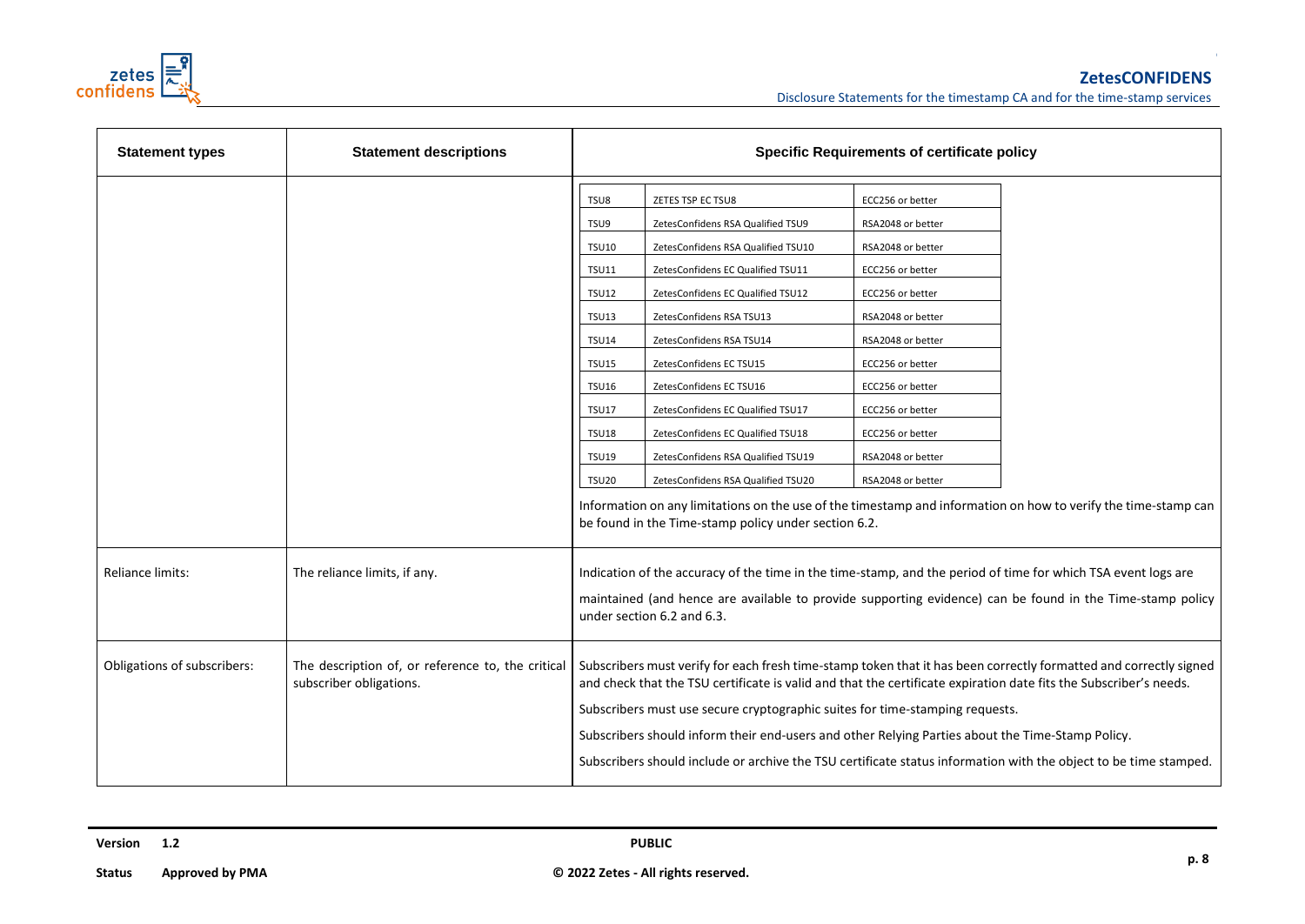| Statement types | Statement descriptions | Specific Requirements of certificate policy |
|---|---|---|
| | | TSU8 — ZETES TSP EC TSU8 — ECC256 or better<br>TSU9 — ZetesConfidens RSA Qualified TSU9 — RSA2048 or better<br>TSU10 — ZetesConfidens RSA Qualified TSU10 — RSA2048 or better<br>TSU11 — ZetesConfidens EC Qualified TSU11 — ECC256 or better<br>TSU12 — ZetesConfidens EC Qualified TSU12 — ECC256 or better<br>TSU13 — ZetesConfidens RSA TSU13 — RSA2048 or better<br>TSU14 — ZetesConfidens RSA TSU14 — RSA2048 or better<br>TSU15 — ZetesConfidens EC TSU15 — ECC256 or better<br>TSU16 — ZetesConfidens EC TSU16 — ECC256 or better<br>TSU17 — ZetesConfidens EC Qualified TSU17 — ECC256 or better<br>TSU18 — ZetesConfidens EC Qualified TSU18 — ECC256 or better<br>TSU19 — ZetesConfidens RSA Qualified TSU19 — RSA2048 or better<br>TSU20 — ZetesConfidens RSA Qualified TSU20 — RSA2048 or better<br><br>Information on any limitations on the use of the timestamp and information on how to verify the time-stamp can be found in the Time-stamp policy under section 6.2. |
| Reliance limits: | The reliance limits, if any. | Indication of the accuracy of the time in the time-stamp, and the period of time for which TSA event logs are maintained (and hence are available to provide supporting evidence) can be found in the Time-stamp policy under section 6.2 and 6.3. |
| Obligations of subscribers: | The description of, or reference to, the critical subscriber obligations. | Subscribers must verify for each fresh time-stamp token that it has been correctly formatted and correctly signed and check that the TSU certificate is valid and that the certificate expiration date fits the Subscriber's needs.<br><br>Subscribers must use secure cryptographic suites for time-stamping requests.<br><br>Subscribers should inform their end-users and other Relying Parties about the Time-Stamp Policy.<br><br>Subscribers should include or archive the TSU certificate status information with the object to be time stamped. |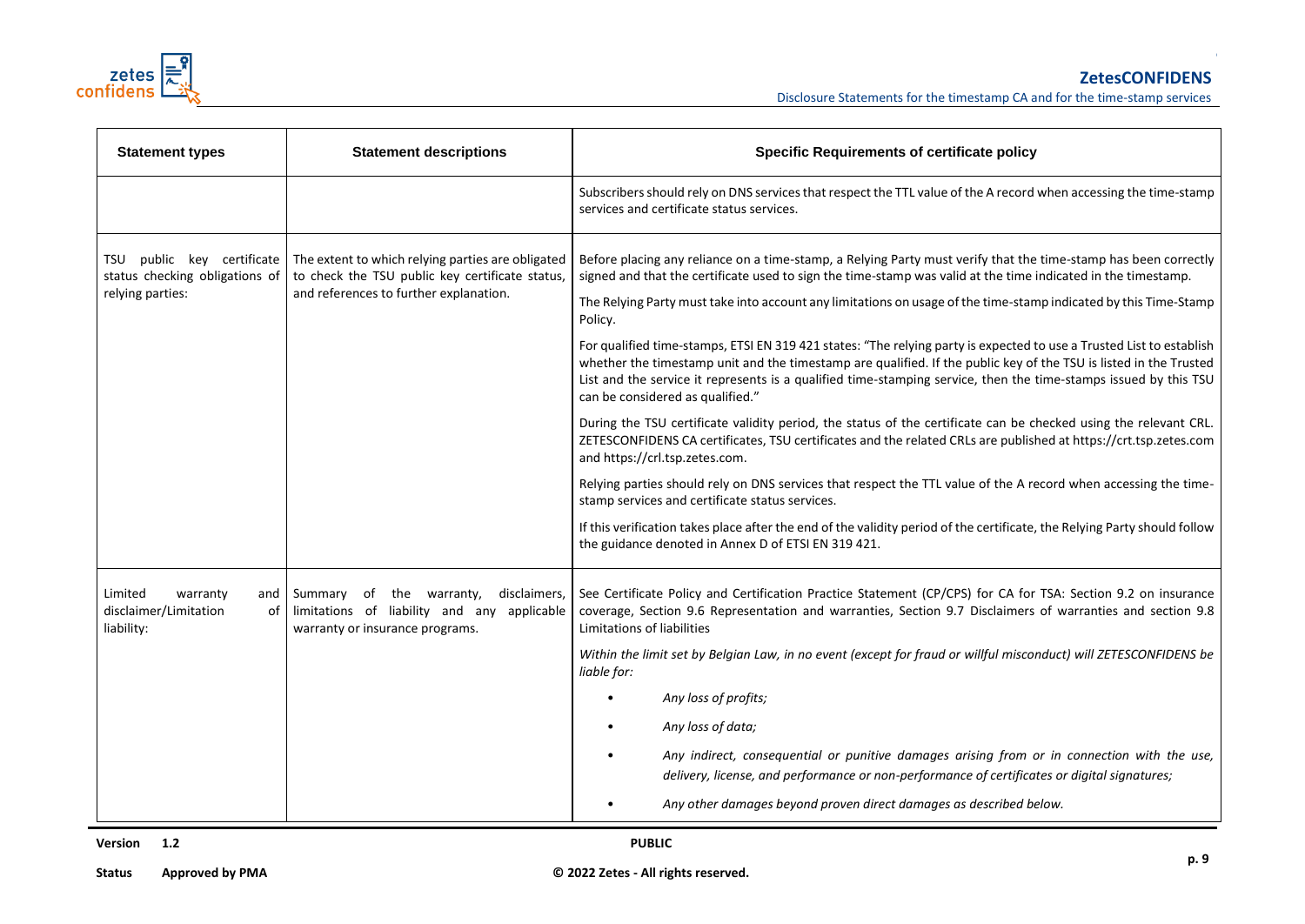| Statement types | Statement descriptions | Specific Requirements of certificate policy |
|---|---|---|
| | | Subscribers should rely on DNS services that respect the TTL value of the A record when accessing the time-stamp services and certificate status services. |
| TSU public key certificate status checking obligations of relying parties: | The extent to which relying parties are obligated to check the TSU public key certificate status, and references to further explanation. | Before placing any reliance on a time-stamp, a Relying Party must verify that the time-stamp has been correctly signed and that the certificate used to sign the time-stamp was valid at the time indicated in the timestamp.<br><br>The Relying Party must take into account any limitations on usage of the time-stamp indicated by this Time-Stamp Policy.<br><br>For qualified time-stamps, ETSI EN 319 421 states: "The relying party is expected to use a Trusted List to establish whether the timestamp unit and the timestamp are qualified. If the public key of the TSU is listed in the Trusted List and the service it represents is a qualified time-stamping service, then the time-stamps issued by this TSU can be considered as qualified."<br><br>During the TSU certificate validity period, the status of the certificate can be checked using the relevant CRL. ZETESCONFIDENS CA certificates, TSU certificates and the related CRLs are published at https://crt.tsp.zetes.com and https://crl.tsp.zetes.com.<br><br>Relying parties should rely on DNS services that respect the TTL value of the A record when accessing the time-stamp services and certificate status services.<br><br>If this verification takes place after the end of the validity period of the certificate, the Relying Party should follow the guidance denoted in Annex D of ETSI EN 319 421. |
| Limited warranty and disclaimer/Limitation of liability: | Summary of the warranty, disclaimers, limitations of liability and any applicable warranty or insurance programs. | See Certificate Policy and Certification Practice Statement (CP/CPS) for CA for TSA: Section 9.2 on insurance coverage, Section 9.6 Representation and warranties, Section 9.7 Disclaimers of warranties and section 9.8 Limitations of liabilities<br><br>*Within the limit set by Belgian Law, in no event (except for fraud or willful misconduct) will ZETESCONFIDENS be liable for:*<br><br>• *Any loss of profits;*<br><br>• *Any loss of data;*<br><br>• *Any indirect, consequential or punitive damages arising from or in connection with the use, delivery, license, and performance or non-performance of certificates or digital signatures;*<br><br>• *Any other damages beyond proven direct damages as described below.* |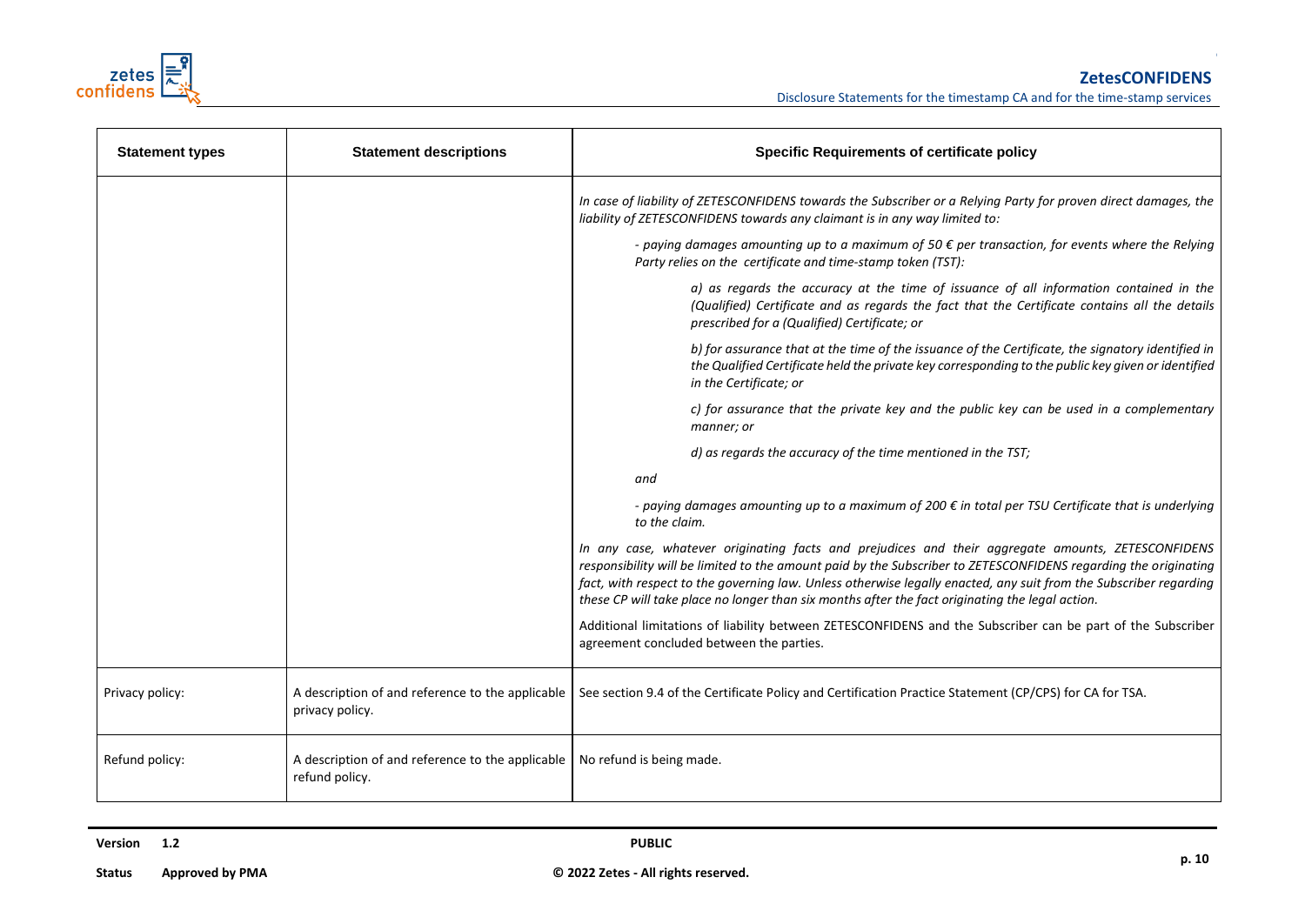| Statement types | Statement descriptions | Specific Requirements of certificate policy |
|---|---|---|
| | | *In case of liability of ZETESCONFIDENS towards the Subscriber or a Relying Party for proven direct damages, the liability of ZETESCONFIDENS towards any claimant is in any way limited to:*<br><br>*- paying damages amounting up to a maximum of 50 € per transaction, for events where the Relying Party relies on the certificate and time-stamp token (TST):*<br><br>*a) as regards the accuracy at the time of issuance of all information contained in the (Qualified) Certificate and as regards the fact that the Certificate contains all the details prescribed for a (Qualified) Certificate; or*<br><br>*b) for assurance that at the time of the issuance of the Certificate, the signatory identified in the Qualified Certificate held the private key corresponding to the public key given or identified in the Certificate; or*<br><br>*c) for assurance that the private key and the public key can be used in a complementary manner; or*<br><br>*d) as regards the accuracy of the time mentioned in the TST;*<br><br>*and*<br><br>*- paying damages amounting up to a maximum of 200 € in total per TSU Certificate that is underlying to the claim.*<br><br>*In any case, whatever originating facts and prejudices and their aggregate amounts, ZETESCONFIDENS responsibility will be limited to the amount paid by the Subscriber to ZETESCONFIDENS regarding the originating fact, with respect to the governing law. Unless otherwise legally enacted, any suit from the Subscriber regarding these CP will take place no longer than six months after the fact originating the legal action.*<br><br>Additional limitations of liability between ZETESCONFIDENS and the Subscriber can be part of the Subscriber agreement concluded between the parties. |
| Privacy policy: | A description of and reference to the applicable privacy policy. | See section 9.4 of the Certificate Policy and Certification Practice Statement (CP/CPS) for CA for TSA. |
| Refund policy: | A description of and reference to the applicable refund policy. | No refund is being made. |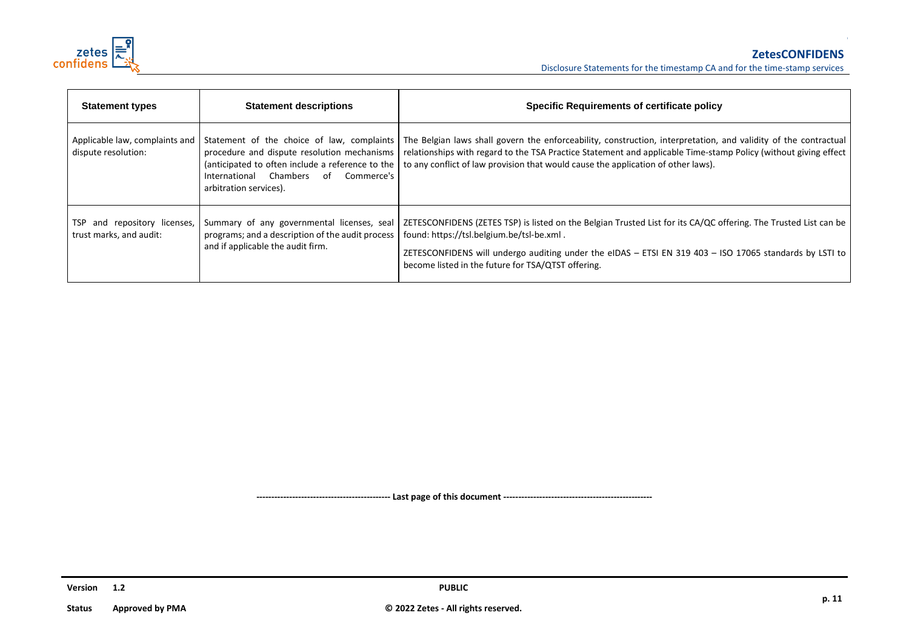| Statement types | Statement descriptions | Specific Requirements of certificate policy |
| --- | --- | --- |
| Applicable law, complaints and dispute resolution: | Statement of the choice of law, complaints procedure and dispute resolution mechanisms (anticipated to often include a reference to the International Chambers of Commerce's arbitration services). | The Belgian laws shall govern the enforceability, construction, interpretation, and validity of the contractual relationships with regard to the TSA Practice Statement and applicable Time-stamp Policy (without giving effect to any conflict of law provision that would cause the application of other laws). |
| TSP and repository licenses, trust marks, and audit: | Summary of any governmental licenses, seal programs; and a description of the audit process and if applicable the audit firm. | ZETESCONFIDENS (ZETES TSP) is listed on the Belgian Trusted List for its CA/QC offering. The Trusted List can be found: https://tsl.belgium.be/tsl-be.xml .<br><br>ZETESCONFIDENS will undergo auditing under the eIDAS – ETSI EN 319 403 – ISO 17065 standards by LSTI to become listed in the future for TSA/QTST offering. |

**-------------------------------------------- Last page of this document --------------------------------------------------**